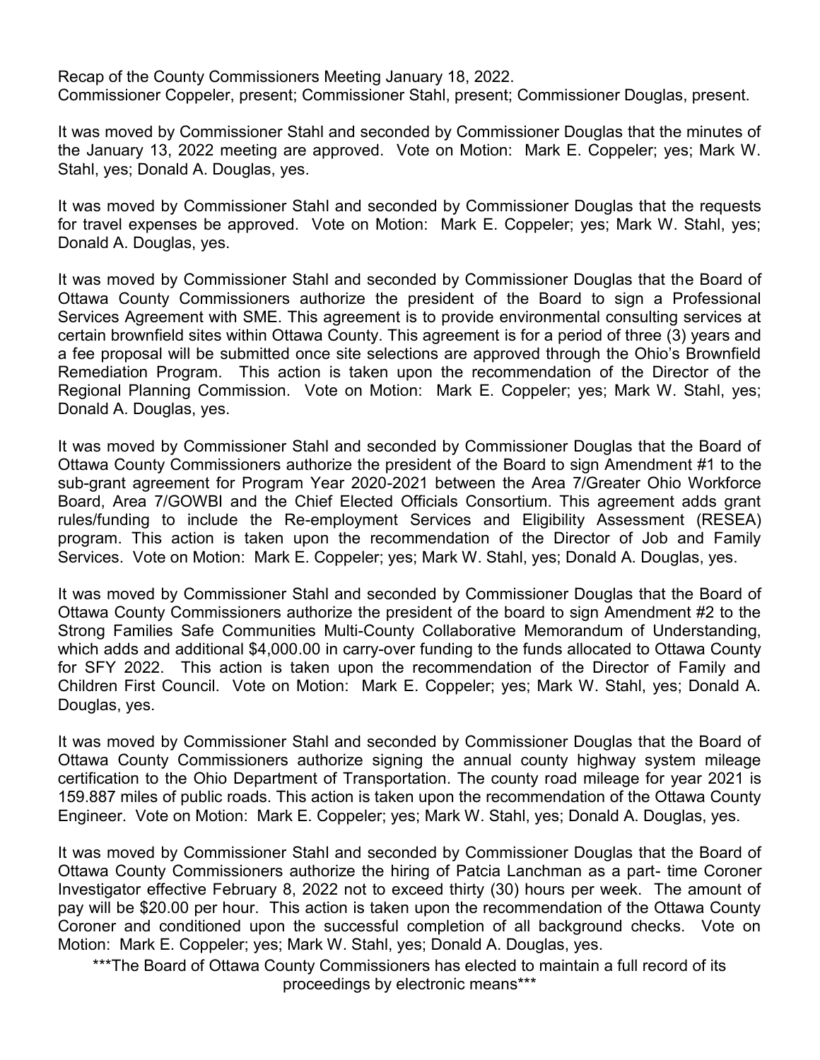Recap of the County Commissioners Meeting January 18, 2022.
Commissioner Coppeler, present; Commissioner Stahl, present; Commissioner Douglas, present.

It was moved by Commissioner Stahl and seconded by Commissioner Douglas that the minutes of the January 13, 2022 meeting are approved. Vote on Motion: Mark E. Coppeler; yes; Mark W. Stahl, yes; Donald A. Douglas, yes.

It was moved by Commissioner Stahl and seconded by Commissioner Douglas that the requests for travel expenses be approved. Vote on Motion: Mark E. Coppeler; yes; Mark W. Stahl, yes; Donald A. Douglas, yes.

It was moved by Commissioner Stahl and seconded by Commissioner Douglas that the Board of Ottawa County Commissioners authorize the president of the Board to sign a Professional Services Agreement with SME. This agreement is to provide environmental consulting services at certain brownfield sites within Ottawa County. This agreement is for a period of three (3) years and a fee proposal will be submitted once site selections are approved through the Ohio's Brownfield Remediation Program. This action is taken upon the recommendation of the Director of the Regional Planning Commission. Vote on Motion: Mark E. Coppeler; yes; Mark W. Stahl, yes; Donald A. Douglas, yes.

It was moved by Commissioner Stahl and seconded by Commissioner Douglas that the Board of Ottawa County Commissioners authorize the president of the Board to sign Amendment #1 to the sub-grant agreement for Program Year 2020-2021 between the Area 7/Greater Ohio Workforce Board, Area 7/GOWBI and the Chief Elected Officials Consortium. This agreement adds grant rules/funding to include the Re-employment Services and Eligibility Assessment (RESEA) program. This action is taken upon the recommendation of the Director of Job and Family Services. Vote on Motion: Mark E. Coppeler; yes; Mark W. Stahl, yes; Donald A. Douglas, yes.

It was moved by Commissioner Stahl and seconded by Commissioner Douglas that the Board of Ottawa County Commissioners authorize the president of the board to sign Amendment #2 to the Strong Families Safe Communities Multi-County Collaborative Memorandum of Understanding, which adds and additional $4,000.00 in carry-over funding to the funds allocated to Ottawa County for SFY 2022. This action is taken upon the recommendation of the Director of Family and Children First Council. Vote on Motion: Mark E. Coppeler; yes; Mark W. Stahl, yes; Donald A. Douglas, yes.

It was moved by Commissioner Stahl and seconded by Commissioner Douglas that the Board of Ottawa County Commissioners authorize signing the annual county highway system mileage certification to the Ohio Department of Transportation. The county road mileage for year 2021 is 159.887 miles of public roads. This action is taken upon the recommendation of the Ottawa County Engineer. Vote on Motion: Mark E. Coppeler; yes; Mark W. Stahl, yes; Donald A. Douglas, yes.

It was moved by Commissioner Stahl and seconded by Commissioner Douglas that the Board of Ottawa County Commissioners authorize the hiring of Patcia Lanchman as a part- time Coroner Investigator effective February 8, 2022 not to exceed thirty (30) hours per week. The amount of pay will be $20.00 per hour. This action is taken upon the recommendation of the Ottawa County Coroner and conditioned upon the successful completion of all background checks. Vote on Motion: Mark E. Coppeler; yes; Mark W. Stahl, yes; Donald A. Douglas, yes.

***The Board of Ottawa County Commissioners has elected to maintain a full record of its proceedings by electronic means***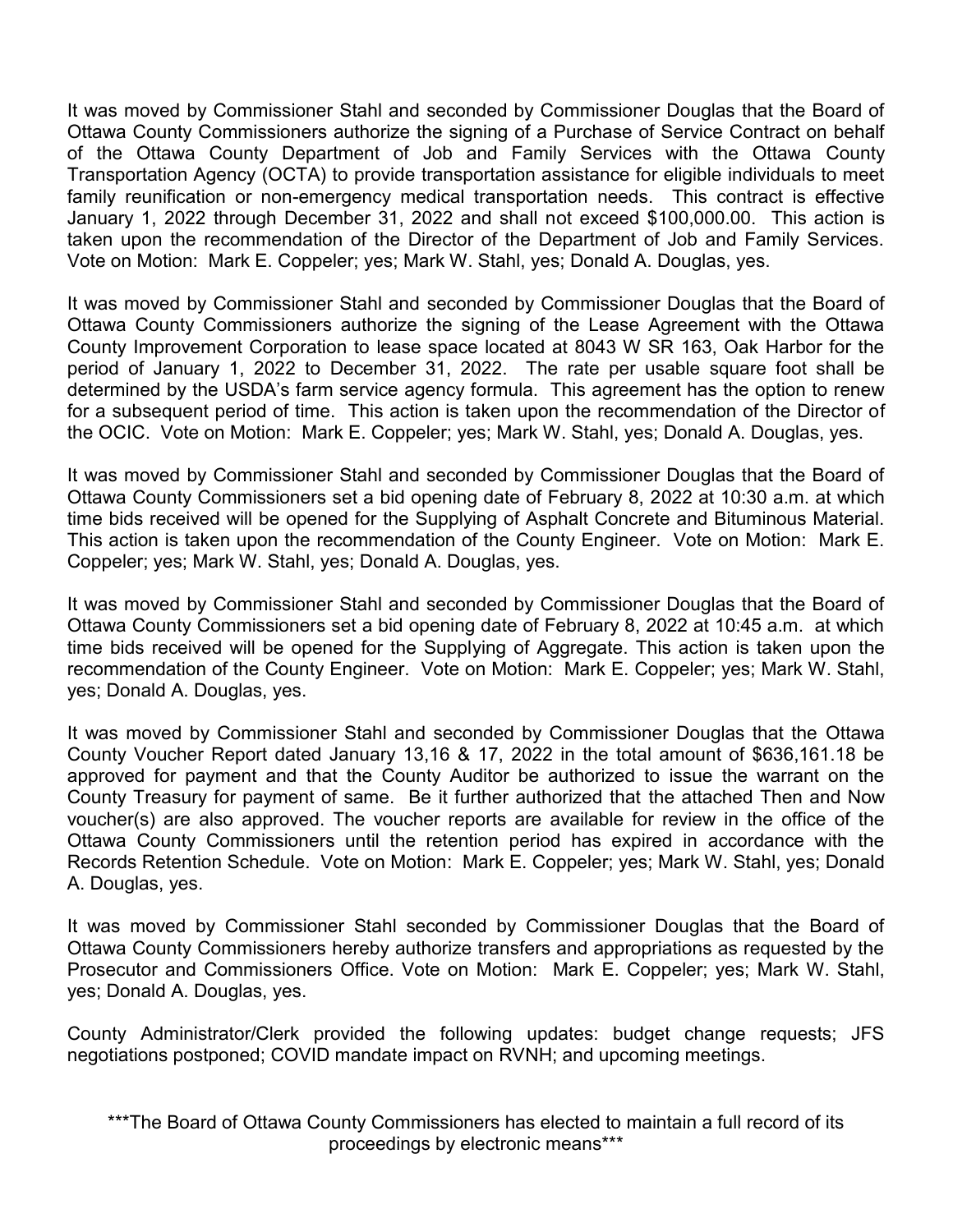It was moved by Commissioner Stahl and seconded by Commissioner Douglas that the Board of Ottawa County Commissioners authorize the signing of a Purchase of Service Contract on behalf of the Ottawa County Department of Job and Family Services with the Ottawa County Transportation Agency (OCTA) to provide transportation assistance for eligible individuals to meet family reunification or non-emergency medical transportation needs. This contract is effective January 1, 2022 through December 31, 2022 and shall not exceed $100,000.00. This action is taken upon the recommendation of the Director of the Department of Job and Family Services. Vote on Motion: Mark E. Coppeler; yes; Mark W. Stahl, yes; Donald A. Douglas, yes.

It was moved by Commissioner Stahl and seconded by Commissioner Douglas that the Board of Ottawa County Commissioners authorize the signing of the Lease Agreement with the Ottawa County Improvement Corporation to lease space located at 8043 W SR 163, Oak Harbor for the period of January 1, 2022 to December 31, 2022. The rate per usable square foot shall be determined by the USDA's farm service agency formula. This agreement has the option to renew for a subsequent period of time. This action is taken upon the recommendation of the Director of the OCIC. Vote on Motion: Mark E. Coppeler; yes; Mark W. Stahl, yes; Donald A. Douglas, yes.

It was moved by Commissioner Stahl and seconded by Commissioner Douglas that the Board of Ottawa County Commissioners set a bid opening date of February 8, 2022 at 10:30 a.m. at which time bids received will be opened for the Supplying of Asphalt Concrete and Bituminous Material. This action is taken upon the recommendation of the County Engineer. Vote on Motion: Mark E. Coppeler; yes; Mark W. Stahl, yes; Donald A. Douglas, yes.

It was moved by Commissioner Stahl and seconded by Commissioner Douglas that the Board of Ottawa County Commissioners set a bid opening date of February 8, 2022 at 10:45 a.m. at which time bids received will be opened for the Supplying of Aggregate. This action is taken upon the recommendation of the County Engineer. Vote on Motion: Mark E. Coppeler; yes; Mark W. Stahl, yes; Donald A. Douglas, yes.

It was moved by Commissioner Stahl and seconded by Commissioner Douglas that the Ottawa County Voucher Report dated January 13,16 & 17, 2022 in the total amount of $636,161.18 be approved for payment and that the County Auditor be authorized to issue the warrant on the County Treasury for payment of same. Be it further authorized that the attached Then and Now voucher(s) are also approved. The voucher reports are available for review in the office of the Ottawa County Commissioners until the retention period has expired in accordance with the Records Retention Schedule. Vote on Motion: Mark E. Coppeler; yes; Mark W. Stahl, yes; Donald A. Douglas, yes.

It was moved by Commissioner Stahl seconded by Commissioner Douglas that the Board of Ottawa County Commissioners hereby authorize transfers and appropriations as requested by the Prosecutor and Commissioners Office. Vote on Motion: Mark E. Coppeler; yes; Mark W. Stahl, yes; Donald A. Douglas, yes.

County Administrator/Clerk provided the following updates: budget change requests; JFS negotiations postponed; COVID mandate impact on RVNH; and upcoming meetings.

***The Board of Ottawa County Commissioners has elected to maintain a full record of its proceedings by electronic means***